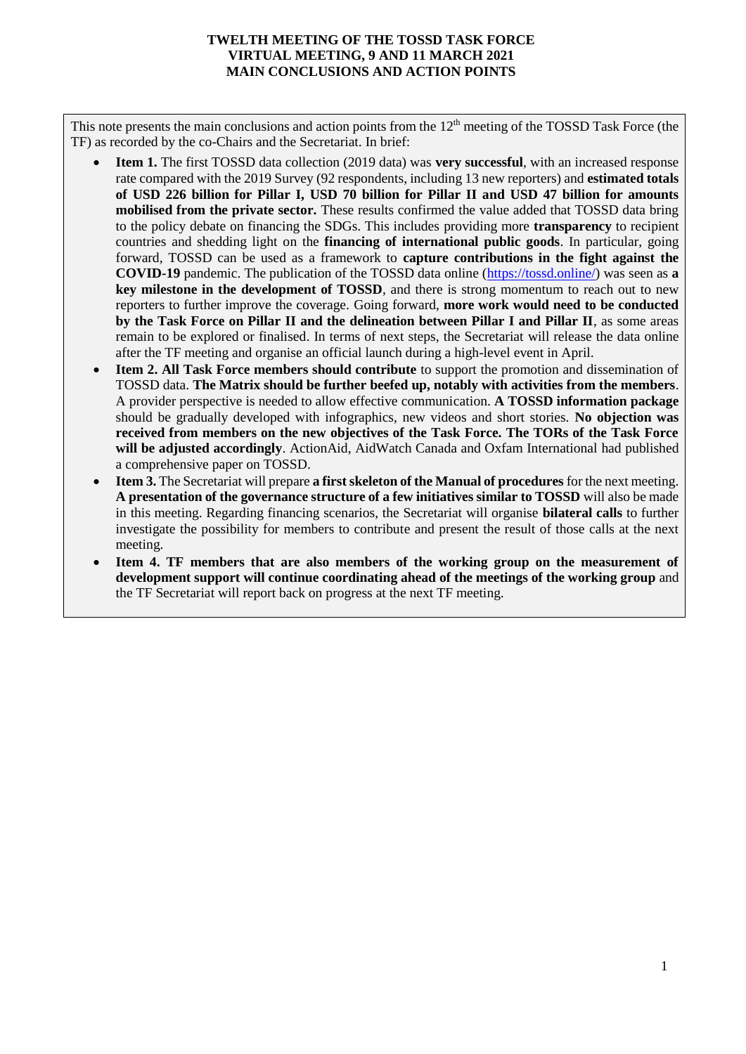**TWELTH MEETING OF THE TOSSD TASK FORCE**
**VIRTUAL MEETING, 9 AND 11 MARCH 2021**
**MAIN CONCLUSIONS AND ACTION POINTS**

This note presents the main conclusions and action points from the 12th meeting of the TOSSD Task Force (the TF) as recorded by the co-Chairs and the Secretariat. In brief:

- **Item 1.** The first TOSSD data collection (2019 data) was **very successful**, with an increased response rate compared with the 2019 Survey (92 respondents, including 13 new reporters) and **estimated totals of USD 226 billion for Pillar I, USD 70 billion for Pillar II and USD 47 billion for amounts mobilised from the private sector.** These results confirmed the value added that TOSSD data bring to the policy debate on financing the SDGs. This includes providing more **transparency** to recipient countries and shedding light on the **financing of international public goods**. In particular, going forward, TOSSD can be used as a framework to **capture contributions in the fight against the COVID-19** pandemic. The publication of the TOSSD data online (https://tossd.online/) was seen as **a key milestone in the development of TOSSD**, and there is strong momentum to reach out to new reporters to further improve the coverage. Going forward, **more work would need to be conducted by the Task Force on Pillar II and the delineation between Pillar I and Pillar II**, as some areas remain to be explored or finalised. In terms of next steps, the Secretariat will release the data online after the TF meeting and organise an official launch during a high-level event in April.
- **Item 2. All Task Force members should contribute** to support the promotion and dissemination of TOSSD data. **The Matrix should be further beefed up, notably with activities from the members**. A provider perspective is needed to allow effective communication. **A TOSSD information package** should be gradually developed with infographics, new videos and short stories. **No objection was received from members on the new objectives of the Task Force. The TORs of the Task Force will be adjusted accordingly**. ActionAid, AidWatch Canada and Oxfam International had published a comprehensive paper on TOSSD.
- **Item 3.** The Secretariat will prepare **a first skeleton of the Manual of procedures** for the next meeting. **A presentation of the governance structure of a few initiatives similar to TOSSD** will also be made in this meeting. Regarding financing scenarios, the Secretariat will organise **bilateral calls** to further investigate the possibility for members to contribute and present the result of those calls at the next meeting.
- **Item 4. TF members that are also members of the working group on the measurement of development support will continue coordinating ahead of the meetings of the working group** and the TF Secretariat will report back on progress at the next TF meeting.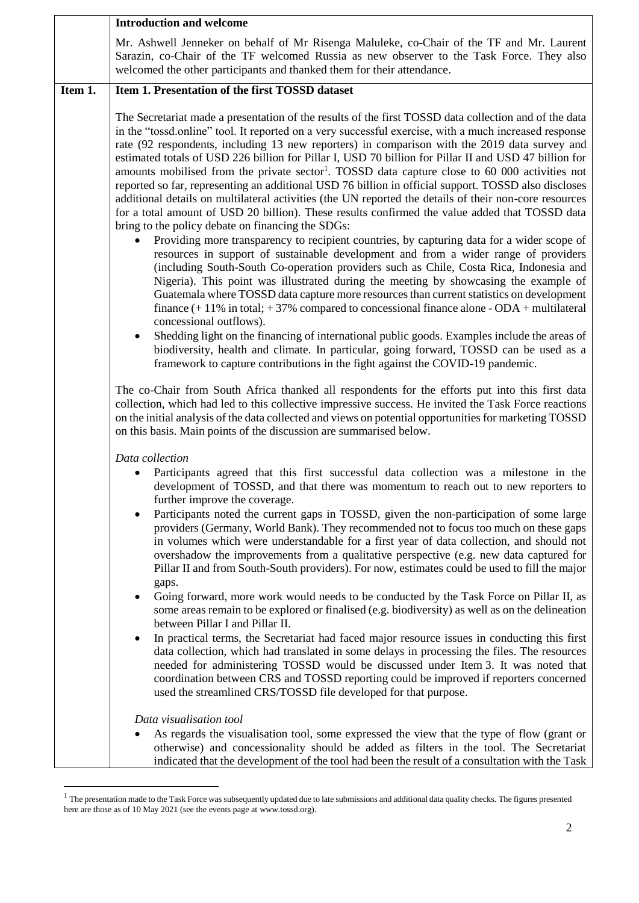## Introduction and welcome

Mr. Ashwell Jenneker on behalf of Mr Risenga Maluleke, co-Chair of the TF and Mr. Laurent Sarazin, co-Chair of the TF welcomed Russia as new observer to the Task Force. They also welcomed the other participants and thanked them for their attendance.

## Item 1. Presentation of the first TOSSD dataset

The Secretariat made a presentation of the results of the first TOSSD data collection and of the data in the "tossd.online" tool. It reported on a very successful exercise, with a much increased response rate (92 respondents, including 13 new reporters) in comparison with the 2019 data survey and estimated totals of USD 226 billion for Pillar I, USD 70 billion for Pillar II and USD 47 billion for amounts mobilised from the private sector[1]. TOSSD data capture close to 60 000 activities not reported so far, representing an additional USD 76 billion in official support. TOSSD also discloses additional details on multilateral activities (the UN reported the details of their non-core resources for a total amount of USD 20 billion). These results confirmed the value added that TOSSD data bring to the policy debate on financing the SDGs:

- Providing more transparency to recipient countries, by capturing data for a wider scope of resources in support of sustainable development and from a wider range of providers (including South-South Co-operation providers such as Chile, Costa Rica, Indonesia and Nigeria). This point was illustrated during the meeting by showcasing the example of Guatemala where TOSSD data capture more resources than current statistics on development finance (+ 11% in total; + 37% compared to concessional finance alone - ODA + multilateral concessional outflows).
- Shedding light on the financing of international public goods. Examples include the areas of biodiversity, health and climate. In particular, going forward, TOSSD can be used as a framework to capture contributions in the fight against the COVID-19 pandemic.

The co-Chair from South Africa thanked all respondents for the efforts put into this first data collection, which had led to this collective impressive success. He invited the Task Force reactions on the initial analysis of the data collected and views on potential opportunities for marketing TOSSD on this basis. Main points of the discussion are summarised below.

*Data collection*

- Participants agreed that this first successful data collection was a milestone in the development of TOSSD, and that there was momentum to reach out to new reporters to further improve the coverage.
- Participants noted the current gaps in TOSSD, given the non-participation of some large providers (Germany, World Bank). They recommended not to focus too much on these gaps in volumes which were understandable for a first year of data collection, and should not overshadow the improvements from a qualitative perspective (e.g. new data captured for Pillar II and from South-South providers). For now, estimates could be used to fill the major gaps.
- Going forward, more work would needs to be conducted by the Task Force on Pillar II, as some areas remain to be explored or finalised (e.g. biodiversity) as well as on the delineation between Pillar I and Pillar II.
- In practical terms, the Secretariat had faced major resource issues in conducting this first data collection, which had translated in some delays in processing the files. The resources needed for administering TOSSD would be discussed under Item 3. It was noted that coordination between CRS and TOSSD reporting could be improved if reporters concerned used the streamlined CRS/TOSSD file developed for that purpose.

*Data visualisation tool*

- As regards the visualisation tool, some expressed the view that the type of flow (grant or otherwise) and concessionality should be added as filters in the tool. The Secretariat indicated that the development of the tool had been the result of a consultation with the Task

[1] The presentation made to the Task Force was subsequently updated due to late submissions and additional data quality checks. The figures presented here are those as of 10 May 2021 (see the events page at www.tossd.org).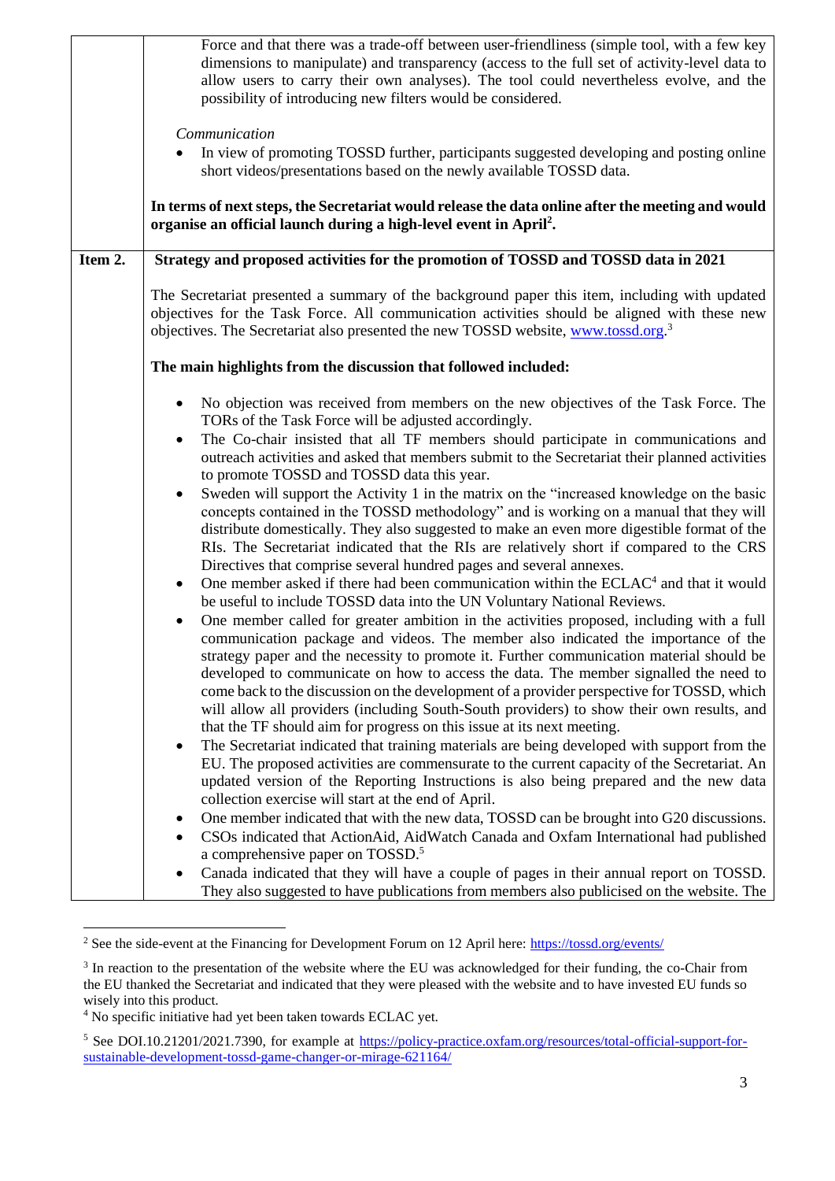| | |
|---|---|
| | Force and that there was a trade-off between user-friendliness (simple tool, with a few key dimensions to manipulate) and transparency (access to the full set of activity-level data to allow users to carry their own analyses). The tool could nevertheless evolve, and the possibility of introducing new filters would be considered.<br><br>*Communication*<br>• In view of promoting TOSSD further, participants suggested developing and posting online short videos/presentations based on the newly available TOSSD data.<br><br>**In terms of next steps, the Secretariat would release the data online after the meeting and would organise an official launch during a high-level event in April[2].** |
| **Item 2.** | **Strategy and proposed activities for the promotion of TOSSD and TOSSD data in 2021**<br><br>The Secretariat presented a summary of the background paper this item, including with updated objectives for the Task Force. All communication activities should be aligned with these new objectives. The Secretariat also presented the new TOSSD website, www.tossd.org.[3]<br><br>**The main highlights from the discussion that followed included:**<br><br>• No objection was received from members on the new objectives of the Task Force. The TORs of the Task Force will be adjusted accordingly.<br>• The Co-chair insisted that all TF members should participate in communications and outreach activities and asked that members submit to the Secretariat their planned activities to promote TOSSD and TOSSD data this year.<br>• Sweden will support the Activity 1 in the matrix on the "increased knowledge on the basic concepts contained in the TOSSD methodology" and is working on a manual that they will distribute domestically. They also suggested to make an even more digestible format of the RIs. The Secretariat indicated that the RIs are relatively short if compared to the CRS Directives that comprise several hundred pages and several annexes.<br>• One member asked if there had been communication within the ECLAC[4] and that it would be useful to include TOSSD data into the UN Voluntary National Reviews.<br>• One member called for greater ambition in the activities proposed, including with a full communication package and videos. The member also indicated the importance of the strategy paper and the necessity to promote it. Further communication material should be developed to communicate on how to access the data. The member signalled the need to come back to the discussion on the development of a provider perspective for TOSSD, which will allow all providers (including South-South providers) to show their own results, and that the TF should aim for progress on this issue at its next meeting.<br>• The Secretariat indicated that training materials are being developed with support from the EU. The proposed activities are commensurate to the current capacity of the Secretariat. An updated version of the Reporting Instructions is also being prepared and the new data collection exercise will start at the end of April.<br>• One member indicated that with the new data, TOSSD can be brought into G20 discussions.<br>• CSOs indicated that ActionAid, AidWatch Canada and Oxfam International had published a comprehensive paper on TOSSD.[5]<br>• Canada indicated that they will have a couple of pages in their annual report on TOSSD. They also suggested to have publications from members also publicised on the website. The |

[2] See the side-event at the Financing for Development Forum on 12 April here: https://tossd.org/events/

[3] In reaction to the presentation of the website where the EU was acknowledged for their funding, the co-Chair from the EU thanked the Secretariat and indicated that they were pleased with the website and to have invested EU funds so wisely into this product.

[4] No specific initiative had yet been taken towards ECLAC yet.

[5] See DOI.10.21201/2021.7390, for example at https://policy-practice.oxfam.org/resources/total-official-support-for-sustainable-development-tossd-game-changer-or-mirage-621164/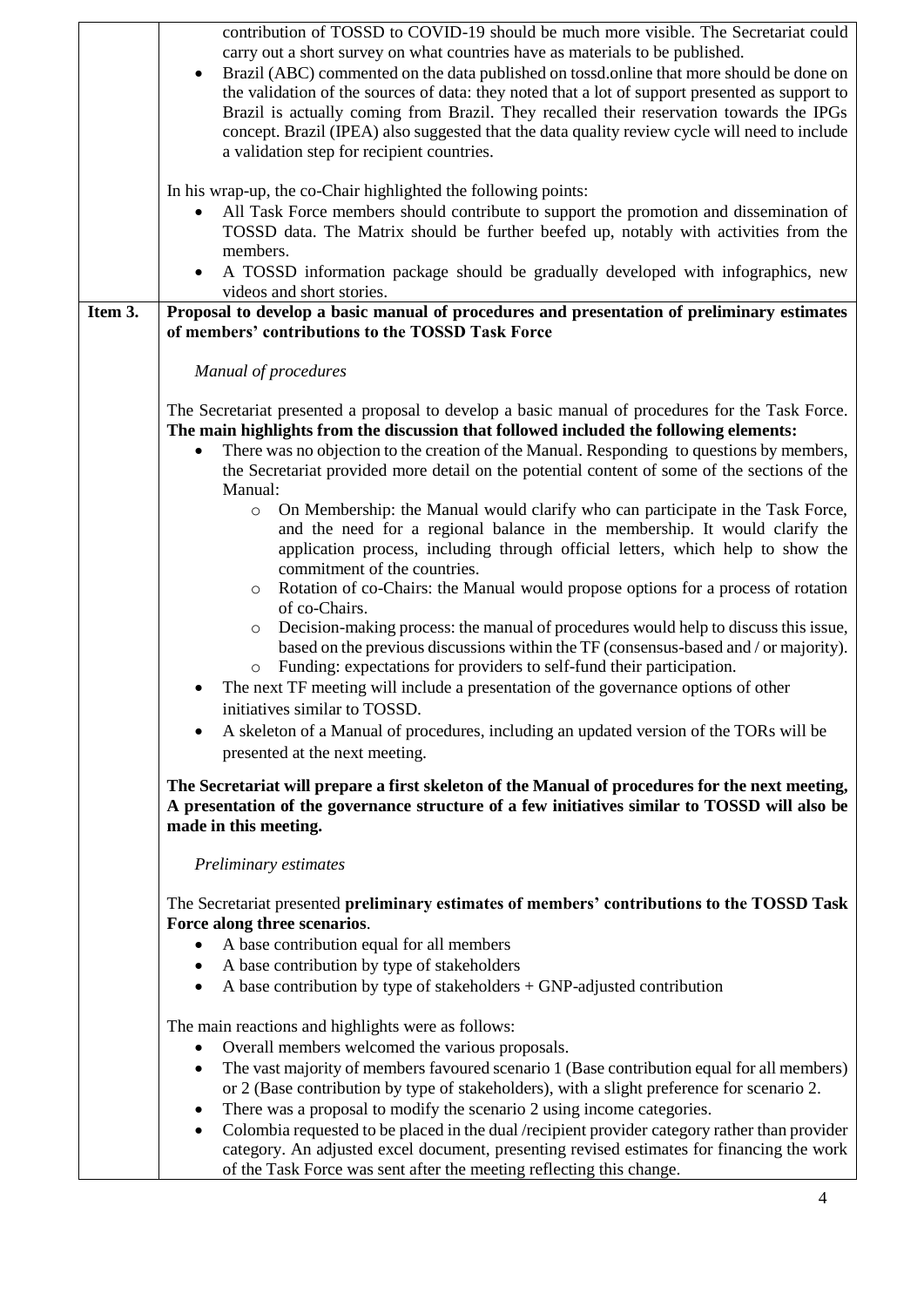| | |
|---|---|
| | contribution of TOSSD to COVID-19 should be much more visible. The Secretariat could carry out a short survey on what countries have as materials to be published.<br>• Brazil (ABC) commented on the data published on tossd.online that more should be done on the validation of the sources of data: they noted that a lot of support presented as support to Brazil is actually coming from Brazil. They recalled their reservation towards the IPGs concept. Brazil (IPEA) also suggested that the data quality review cycle will need to include a validation step for recipient countries.<br><br>In his wrap-up, the co-Chair highlighted the following points:<br>• All Task Force members should contribute to support the promotion and dissemination of TOSSD data. The Matrix should be further beefed up, notably with activities from the members.<br>• A TOSSD information package should be gradually developed with infographics, new videos and short stories. |
| **Item 3.** | **Proposal to develop a basic manual of procedures and presentation of preliminary estimates of members' contributions to the TOSSD Task Force**<br><br>*Manual of procedures*<br><br>The Secretariat presented a proposal to develop a basic manual of procedures for the Task Force. **The main highlights from the discussion that followed included the following elements:**<br>• There was no objection to the creation of the Manual. Responding to questions by members, the Secretariat provided more detail on the potential content of some of the sections of the Manual:<br>  ○ On Membership: the Manual would clarify who can participate in the Task Force, and the need for a regional balance in the membership. It would clarify the application process, including through official letters, which help to show the commitment of the countries.<br>  ○ Rotation of co-Chairs: the Manual would propose options for a process of rotation of co-Chairs.<br>  ○ Decision-making process: the manual of procedures would help to discuss this issue, based on the previous discussions within the TF (consensus-based and / or majority).<br>  ○ Funding: expectations for providers to self-fund their participation.<br>• The next TF meeting will include a presentation of the governance options of other initiatives similar to TOSSD.<br>• A skeleton of a Manual of procedures, including an updated version of the TORs will be presented at the next meeting.<br><br>**The Secretariat will prepare a first skeleton of the Manual of procedures for the next meeting, A presentation of the governance structure of a few initiatives similar to TOSSD will also be made in this meeting.**<br><br>*Preliminary estimates*<br><br>The Secretariat presented **preliminary estimates of members' contributions to the TOSSD Task Force along three scenarios**.<br>• A base contribution equal for all members<br>• A base contribution by type of stakeholders<br>• A base contribution by type of stakeholders + GNP-adjusted contribution<br><br>The main reactions and highlights were as follows:<br>• Overall members welcomed the various proposals.<br>• The vast majority of members favoured scenario 1 (Base contribution equal for all members) or 2 (Base contribution by type of stakeholders), with a slight preference for scenario 2.<br>• There was a proposal to modify the scenario 2 using income categories.<br>• Colombia requested to be placed in the dual /recipient provider category rather than provider category. An adjusted excel document, presenting revised estimates for financing the work of the Task Force was sent after the meeting reflecting this change. |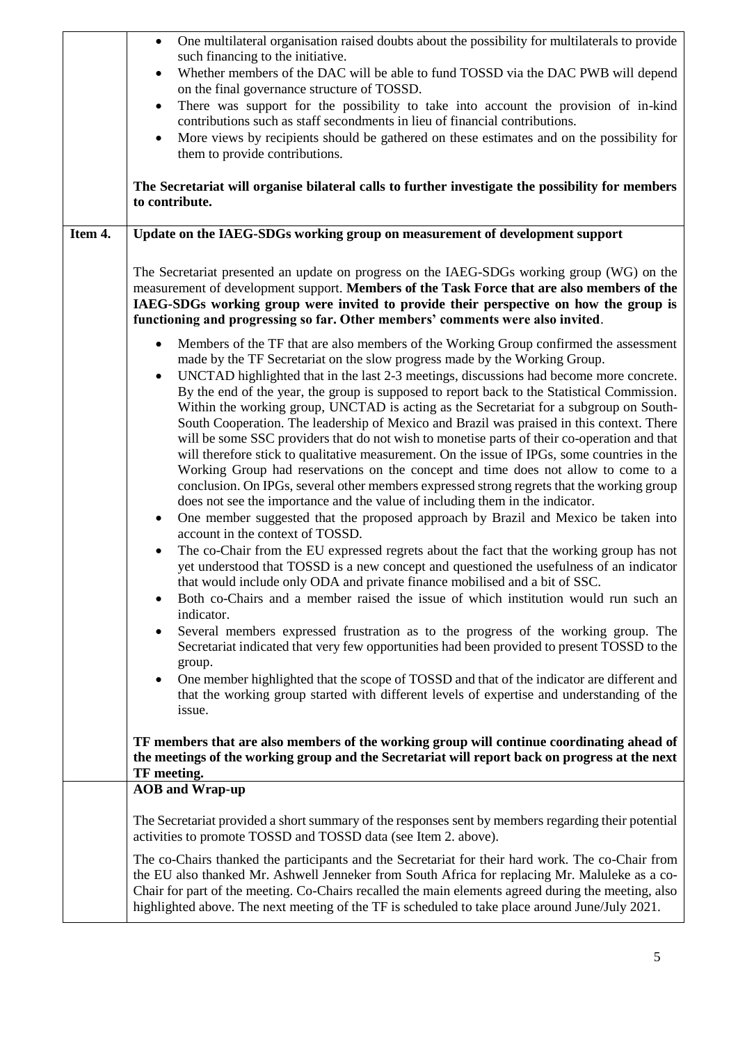| | |
|---|---|
| | • One multilateral organisation raised doubts about the possibility for multilaterals to provide such financing to the initiative.<br>• Whether members of the DAC will be able to fund TOSSD via the DAC PWB will depend on the final governance structure of TOSSD.<br>• There was support for the possibility to take into account the provision of in-kind contributions such as staff secondments in lieu of financial contributions.<br>• More views by recipients should be gathered on these estimates and on the possibility for them to provide contributions.<br><br>**The Secretariat will organise bilateral calls to further investigate the possibility for members to contribute.** |
| **Item 4.** | **Update on the IAEG-SDGs working group on measurement of development support**<br><br>The Secretariat presented an update on progress on the IAEG-SDGs working group (WG) on the measurement of development support. **Members of the Task Force that are also members of the IAEG-SDGs working group were invited to provide their perspective on how the group is functioning and progressing so far. Other members' comments were also invited**.<br><br>• Members of the TF that are also members of the Working Group confirmed the assessment made by the TF Secretariat on the slow progress made by the Working Group.<br>• UNCTAD highlighted that in the last 2-3 meetings, discussions had become more concrete. By the end of the year, the group is supposed to report back to the Statistical Commission. Within the working group, UNCTAD is acting as the Secretariat for a subgroup on South-South Cooperation. The leadership of Mexico and Brazil was praised in this context. There will be some SSC providers that do not wish to monetise parts of their co-operation and that will therefore stick to qualitative measurement. On the issue of IPGs, some countries in the Working Group had reservations on the concept and time does not allow to come to a conclusion. On IPGs, several other members expressed strong regrets that the working group does not see the importance and the value of including them in the indicator.<br>• One member suggested that the proposed approach by Brazil and Mexico be taken into account in the context of TOSSD.<br>• The co-Chair from the EU expressed regrets about the fact that the working group has not yet understood that TOSSD is a new concept and questioned the usefulness of an indicator that would include only ODA and private finance mobilised and a bit of SSC.<br>• Both co-Chairs and a member raised the issue of which institution would run such an indicator.<br>• Several members expressed frustration as to the progress of the working group. The Secretariat indicated that very few opportunities had been provided to present TOSSD to the group.<br>• One member highlighted that the scope of TOSSD and that of the indicator are different and that the working group started with different levels of expertise and understanding of the issue.<br><br>**TF members that are also members of the working group will continue coordinating ahead of the meetings of the working group and the Secretariat will report back on progress at the next TF meeting.** |
| | **AOB and Wrap-up**<br><br>The Secretariat provided a short summary of the responses sent by members regarding their potential activities to promote TOSSD and TOSSD data (see Item 2. above).<br><br>The co-Chairs thanked the participants and the Secretariat for their hard work. The co-Chair from the EU also thanked Mr. Ashwell Jenneker from South Africa for replacing Mr. Maluleke as a co-Chair for part of the meeting. Co-Chairs recalled the main elements agreed during the meeting, also highlighted above. The next meeting of the TF is scheduled to take place around June/July 2021. |